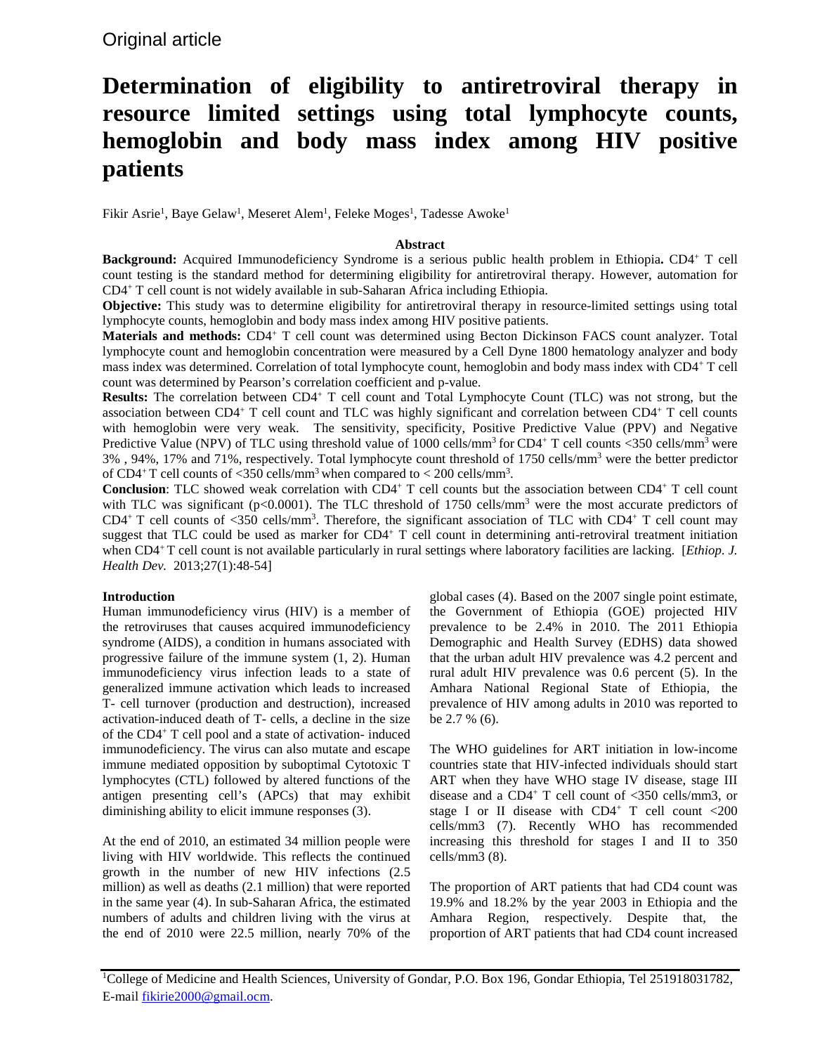Original article

# Determination of eligibility to antiretroviral therapy in resource limited settings using total lymphocyte counts, hemoglobin and body mass index among HIV positive patients

Fikir Asrie[1], Baye Gelaw[1], Meseret Alem[1], Feleke Moges[1], Tadesse Awoke[1]

### Abstract

**Background:** Acquired Immunodeficiency Syndrome is a serious public health problem in Ethiopia**.** $CD4^+$ T cell count testing is the standard method for determining eligibility for antiretroviral therapy. However, automation for $CD4^+$ T cell count is not widely available in sub-Saharan Africa including Ethiopia.

**Objective:** This study was to determine eligibility for antiretroviral therapy in resource-limited settings using total lymphocyte counts, hemoglobin and body mass index among HIV positive patients.

**Materials and methods:** $CD4^+$ T cell count was determined using Becton Dickinson FACS count analyzer. Total lymphocyte count and hemoglobin concentration were measured by a Cell Dyne 1800 hematology analyzer and body mass index was determined. Correlation of total lymphocyte count, hemoglobin and body mass index with $CD4^+$ T cell count was determined by Pearson's correlation coefficient and p-value.

**Results:** The correlation between $CD4^+$ T cell count and Total Lymphocyte Count (TLC) was not strong, but the association between $CD4^+$ T cell count and TLC was highly significant and correlation between $CD4^+$ T cell counts with hemoglobin were very weak. The sensitivity, specificity, Positive Predictive Value (PPV) and Negative Predictive Value (NPV) of TLC using threshold value of 1000 cells/mm$^3$ for $CD4^+$ T cell counts <350 cells/mm$^3$ were 3% , 94%, 17% and 71%, respectively. Total lymphocyte count threshold of 1750 cells/mm$^3$ were the better predictor of $CD4^+$ T cell counts of <350 cells/mm$^3$ when compared to < 200 cells/mm$^3$.

**Conclusion**: TLC showed weak correlation with $CD4^+$ T cell counts but the association between $CD4^+$ T cell count with TLC was significant ($p<0.0001$). The TLC threshold of 1750 cells/mm$^3$ were the most accurate predictors of $CD4^+$ T cell counts of <350 cells/mm$^3$. Therefore, the significant association of TLC with $CD4^+$ T cell count may suggest that TLC could be used as marker for $CD4^+$ T cell count in determining anti-retroviral treatment initiation when $CD4^+$ T cell count is not available particularly in rural settings where laboratory facilities are lacking. [*Ethiop. J. Health Dev.* 2013;27(1):48-54]

## Introduction

Human immunodeficiency virus (HIV) is a member of the retroviruses that causes acquired immunodeficiency syndrome (AIDS), a condition in humans associated with progressive failure of the immune system (1, 2). Human immunodeficiency virus infection leads to a state of generalized immune activation which leads to increased T- cell turnover (production and destruction), increased activation-induced death of T- cells, a decline in the size of the $CD4^+$ T cell pool and a state of activation- induced immunodeficiency. The virus can also mutate and escape immune mediated opposition by suboptimal Cytotoxic T lymphocytes (CTL) followed by altered functions of the antigen presenting cell's (APCs) that may exhibit diminishing ability to elicit immune responses (3).

At the end of 2010, an estimated 34 million people were living with HIV worldwide. This reflects the continued growth in the number of new HIV infections (2.5 million) as well as deaths (2.1 million) that were reported in the same year (4). In sub-Saharan Africa, the estimated numbers of adults and children living with the virus at the end of 2010 were 22.5 million, nearly 70% of the global cases (4). Based on the 2007 single point estimate, the Government of Ethiopia (GOE) projected HIV prevalence to be 2.4% in 2010. The 2011 Ethiopia Demographic and Health Survey (EDHS) data showed that the urban adult HIV prevalence was 4.2 percent and rural adult HIV prevalence was 0.6 percent (5). In the Amhara National Regional State of Ethiopia, the prevalence of HIV among adults in 2010 was reported to be 2.7 % (6).

The WHO guidelines for ART initiation in low-income countries state that HIV-infected individuals should start ART when they have WHO stage IV disease, stage III disease and a $CD4^+$ T cell count of <350 cells/mm3, or stage I or II disease with $CD4^+$ T cell count <200 cells/mm3 (7). Recently WHO has recommended increasing this threshold for stages I and II to 350 cells/mm3 (8).

The proportion of ART patients that had CD4 count was 19.9% and 18.2% by the year 2003 in Ethiopia and the Amhara Region, respectively. Despite that, the proportion of ART patients that had CD4 count increased

---

[1]College of Medicine and Health Sciences, University of Gondar, P.O. Box 196, Gondar Ethiopia, Tel 251918031782, E-mail fikirie2000@gmail.ocm.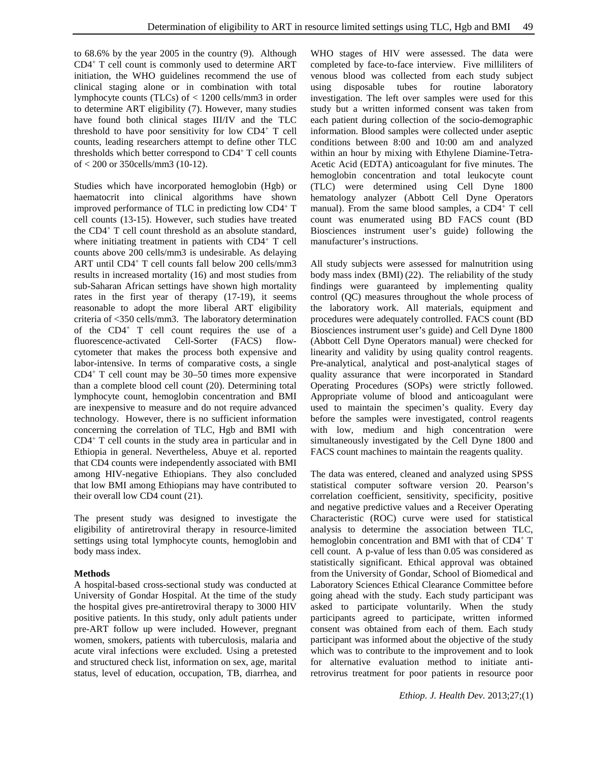to 68.6% by the year 2005 in the country (9). Although $CD4^+$ T cell count is commonly used to determine ART initiation, the WHO guidelines recommend the use of clinical staging alone or in combination with total lymphocyte counts (TLCs) of < 1200 cells/mm3 in order to determine ART eligibility (7). However, many studies have found both clinical stages III/IV and the TLC threshold to have poor sensitivity for low $CD4^+$ T cell counts, leading researchers attempt to define other TLC thresholds which better correspond to $CD4^+$ T cell counts of < 200 or 350cells/mm3 (10-12).

Studies which have incorporated hemoglobin (Hgb) or haematocrit into clinical algorithms have shown improved performance of TLC in predicting low $CD4^+$ T cell counts (13-15). However, such studies have treated the $CD4^+$ T cell count threshold as an absolute standard, where initiating treatment in patients with $CD4^+$ T cell counts above 200 cells/mm3 is undesirable. As delaying ART until $CD4^+$ T cell counts fall below 200 cells/mm3 results in increased mortality (16) and most studies from sub-Saharan African settings have shown high mortality rates in the first year of therapy (17-19), it seems reasonable to adopt the more liberal ART eligibility criteria of <350 cells/mm3. The laboratory determination of the $CD4^+$ T cell count requires the use of a fluorescence-activated Cell-Sorter (FACS) flow-cytometer that makes the process both expensive and labor-intensive. In terms of comparative costs, a single $CD4^+$ T cell count may be 30–50 times more expensive than a complete blood cell count (20). Determining total lymphocyte count, hemoglobin concentration and BMI are inexpensive to measure and do not require advanced technology. However, there is no sufficient information concerning the correlation of TLC, Hgb and BMI with $CD4^+$ T cell counts in the study area in particular and in Ethiopia in general. Nevertheless, Abuye et al. reported that CD4 counts were independently associated with BMI among HIV-negative Ethiopians. They also concluded that low BMI among Ethiopians may have contributed to their overall low CD4 count (21).

The present study was designed to investigate the eligibility of antiretroviral therapy in resource-limited settings using total lymphocyte counts, hemoglobin and body mass index.

**Methods**

A hospital-based cross-sectional study was conducted at University of Gondar Hospital. At the time of the study the hospital gives pre-antiretroviral therapy to 3000 HIV positive patients. In this study, only adult patients under pre-ART follow up were included. However, pregnant women, smokers, patients with tuberculosis, malaria and acute viral infections were excluded. Using a pretested and structured check list, information on sex, age, marital status, level of education, occupation, TB, diarrhea, and WHO stages of HIV were assessed. The data were completed by face-to-face interview. Five milliliters of venous blood was collected from each study subject using disposable tubes for routine laboratory investigation. The left over samples were used for this study but a written informed consent was taken from each patient during collection of the socio-demographic information. Blood samples were collected under aseptic conditions between 8:00 and 10:00 am and analyzed within an hour by mixing with Ethylene Diamine-Tetra-Acetic Acid (EDTA) anticoagulant for five minutes. The hemoglobin concentration and total leukocyte count (TLC) were determined using Cell Dyne 1800 hematology analyzer (Abbott Cell Dyne Operators manual). From the same blood samples, a $CD4^+$ T cell count was enumerated using BD FACS count (BD Biosciences instrument user's guide) following the manufacturer's instructions.

All study subjects were assessed for malnutrition using body mass index (BMI) (22). The reliability of the study findings were guaranteed by implementing quality control (QC) measures throughout the whole process of the laboratory work. All materials, equipment and procedures were adequately controlled. FACS count (BD Biosciences instrument user's guide) and Cell Dyne 1800 (Abbott Cell Dyne Operators manual) were checked for linearity and validity by using quality control reagents. Pre-analytical, analytical and post-analytical stages of quality assurance that were incorporated in Standard Operating Procedures (SOPs) were strictly followed. Appropriate volume of blood and anticoagulant were used to maintain the specimen's quality. Every day before the samples were investigated, control reagents with low, medium and high concentration were simultaneously investigated by the Cell Dyne 1800 and FACS count machines to maintain the reagents quality.

The data was entered, cleaned and analyzed using SPSS statistical computer software version 20. Pearson's correlation coefficient, sensitivity, specificity, positive and negative predictive values and a Receiver Operating Characteristic (ROC) curve were used for statistical analysis to determine the association between TLC, hemoglobin concentration and BMI with that of $CD4^+$ T cell count. A p-value of less than 0.05 was considered as statistically significant. Ethical approval was obtained from the University of Gondar, School of Biomedical and Laboratory Sciences Ethical Clearance Committee before going ahead with the study. Each study participant was asked to participate voluntarily. When the study participants agreed to participate, written informed consent was obtained from each of them. Each study participant was informed about the objective of the study which was to contribute to the improvement and to look for alternative evaluation method to initiate anti-retrovirus treatment for poor patients in resource poor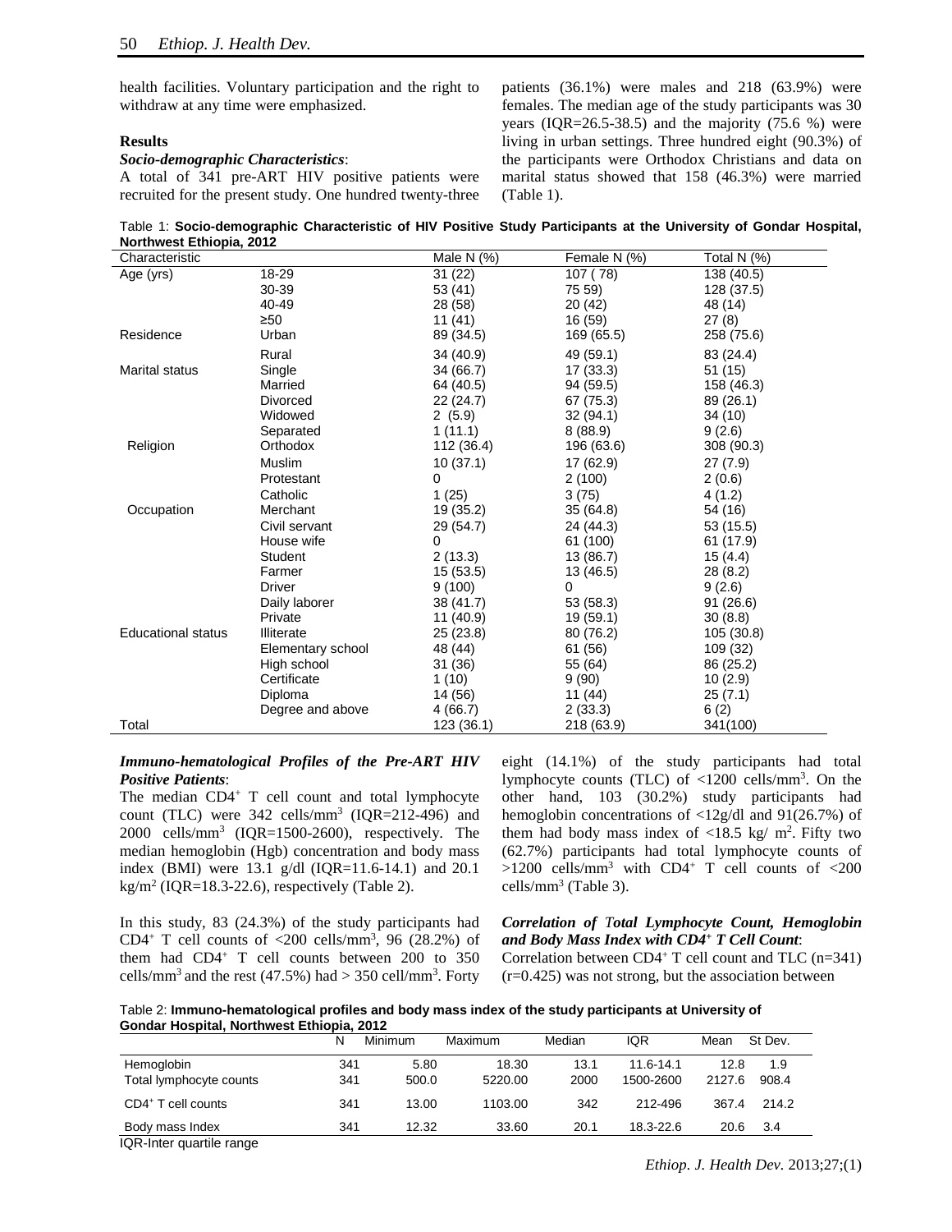health facilities. Voluntary participation and the right to withdraw at any time were emphasized.

## Results

### *Socio-demographic Characteristics*:

A total of 341 pre-ART HIV positive patients were recruited for the present study. One hundred twenty-three patients (36.1%) were males and 218 (63.9%) were females. The median age of the study participants was 30 years (IQR=26.5-38.5) and the majority (75.6 %) were living in urban settings. Three hundred eight (90.3%) of the participants were Orthodox Christians and data on marital status showed that 158 (46.3%) were married (Table 1).

Table 1: **Socio-demographic Characteristic of HIV Positive Study Participants at the University of Gondar Hospital, Northwest Ethiopia, 2012**

| Characteristic | | Male N (%) | Female N (%) | Total N (%) |
|---|---|---|---|---|
| Age (yrs) | 18-29 | 31 (22) | 107 ( 78) | 138 (40.5) |
| | 30-39 | 53 (41) | 75 59) | 128 (37.5) |
| | 40-49 | 28 (58) | 20 (42) | 48 (14) |
| | ≥50 | 11 (41) | 16 (59) | 27 (8) |
| Residence | Urban | 89 (34.5) | 169 (65.5) | 258 (75.6) |
| | Rural | 34 (40.9) | 49 (59.1) | 83 (24.4) |
| Marital status | Single | 34 (66.7) | 17 (33.3) | 51 (15) |
| | Married | 64 (40.5) | 94 (59.5) | 158 (46.3) |
| | Divorced | 22 (24.7) | 67 (75.3) | 89 (26.1) |
| | Widowed | 2 (5.9) | 32 (94.1) | 34 (10) |
| | Separated | 1 (11.1) | 8 (88.9) | 9 (2.6) |
| Religion | Orthodox | 112 (36.4) | 196 (63.6) | 308 (90.3) |
| | Muslim | 10 (37.1) | 17 (62.9) | 27 (7.9) |
| | Protestant | 0 | 2 (100) | 2 (0.6) |
| | Catholic | 1 (25) | 3 (75) | 4 (1.2) |
| Occupation | Merchant | 19 (35.2) | 35 (64.8) | 54 (16) |
| | Civil servant | 29 (54.7) | 24 (44.3) | 53 (15.5) |
| | House wife | 0 | 61 (100) | 61 (17.9) |
| | Student | 2 (13.3) | 13 (86.7) | 15 (4.4) |
| | Farmer | 15 (53.5) | 13 (46.5) | 28 (8.2) |
| | Driver | 9 (100) | 0 | 9 (2.6) |
| | Daily laborer | 38 (41.7) | 53 (58.3) | 91 (26.6) |
| | Private | 11 (40.9) | 19 (59.1) | 30 (8.8) |
| Educational status | Illiterate | 25 (23.8) | 80 (76.2) | 105 (30.8) |
| | Elementary school | 48 (44) | 61 (56) | 109 (32) |
| | High school | 31 (36) | 55 (64) | 86 (25.2) |
| | Certificate | 1 (10) | 9 (90) | 10 (2.9) |
| | Diploma | 14 (56) | 11 (44) | 25 (7.1) |
| | Degree and above | 4 (66.7) | 2 (33.3) | 6 (2) |
| Total | | 123 (36.1) | 218 (63.9) | 341(100) |

### *Immuno-hematological Profiles of the Pre-ART HIV Positive Patients*:

The median $CD4^+$ T cell count and total lymphocyte count (TLC) were 342 cells/mm$^3$ (IQR=212-496) and 2000 cells/mm$^3$ (IQR=1500-2600), respectively. The median hemoglobin (Hgb) concentration and body mass index (BMI) were 13.1 g/dl (IQR=11.6-14.1) and 20.1 kg/m$^2$ (IQR=18.3-22.6), respectively (Table 2).

In this study, 83 (24.3%) of the study participants had $CD4^+$ T cell counts of <200 cells/mm$^3$, 96 (28.2%) of them had $CD4^+$ T cell counts between 200 to 350 cells/mm$^3$ and the rest (47.5%) had > 350 cell/mm$^3$. Forty eight (14.1%) of the study participants had total lymphocyte counts (TLC) of <1200 cells/mm$^3$. On the other hand, 103 (30.2%) study participants had hemoglobin concentrations of <12g/dl and 91(26.7%) of them had body mass index of <18.5 kg/ m$^2$. Fifty two (62.7%) participants had total lymphocyte counts of >1200 cells/mm$^3$ with $CD4^+$ T cell counts of <200 cells/mm$^3$ (Table 3).

### *Correlation of Total Lymphocyte Count, Hemoglobin and Body Mass Index with $CD4^+$ T Cell Count*:

Correlation between $CD4^+$ T cell count and TLC (n=341) (r=0.425) was not strong, but the association between

Table 2: **Immuno-hematological profiles and body mass index of the study participants at University of Gondar Hospital, Northwest Ethiopia, 2012**

| | N | Minimum | Maximum | Median | IQR | Mean | St Dev. |
|---|---|---|---|---|---|---|---|
| Hemoglobin | 341 | 5.80 | 18.30 | 13.1 | 11.6-14.1 | 12.8 | 1.9 |
| Total lymphocyte counts | 341 | 500.0 | 5220.00 | 2000 | 1500-2600 | 2127.6 | 908.4 |
| $CD4^+$ T cell counts | 341 | 13.00 | 1103.00 | 342 | 212-496 | 367.4 | 214.2 |
| Body mass Index | 341 | 12.32 | 33.60 | 20.1 | 18.3-22.6 | 20.6 | 3.4 |

IQR-Inter quartile range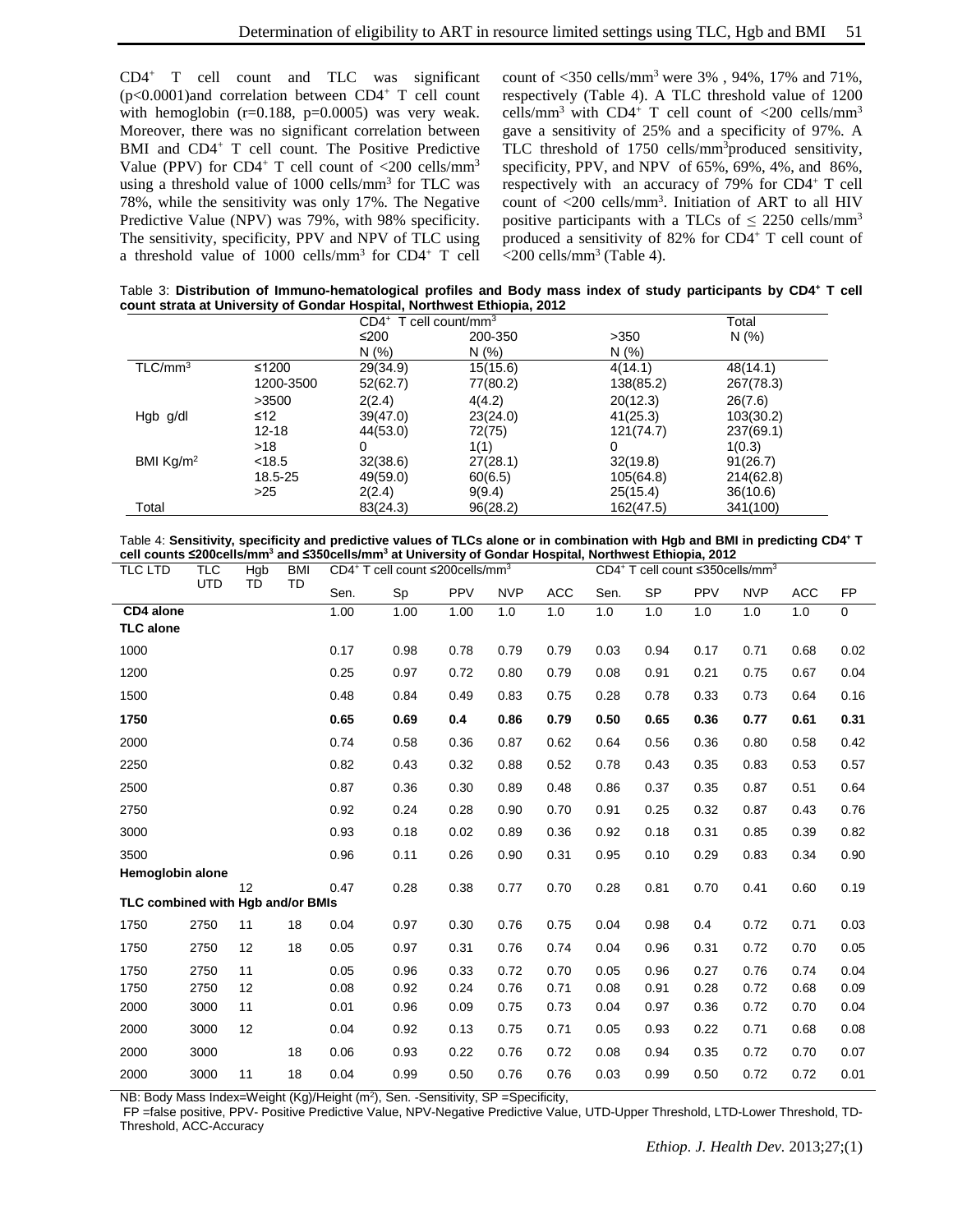CD4$^+$ T cell count and TLC was significant ($p<0.0001$)and correlation between CD4$^+$ T cell count with hemoglobin ($r=0.188$, $p=0.0005$) was very weak. Moreover, there was no significant correlation between BMI and CD4$^+$ T cell count. The Positive Predictive Value (PPV) for CD4$^+$ T cell count of <200 cells/mm$^3$ using a threshold value of 1000 cells/mm$^3$ for TLC was 78%, while the sensitivity was only 17%. The Negative Predictive Value (NPV) was 79%, with 98% specificity. The sensitivity, specificity, PPV and NPV of TLC using a threshold value of 1000 cells/mm$^3$ for CD4$^+$ T cell count of <350 cells/mm$^3$ were 3% , 94%, 17% and 71%, respectively (Table 4). A TLC threshold value of 1200 cells/mm$^3$ with CD4$^+$ T cell count of <200 cells/mm$^3$ gave a sensitivity of 25% and a specificity of 97%. A TLC threshold of 1750 cells/mm$^3$produced sensitivity, specificity, PPV, and NPV of 65%, 69%, 4%, and 86%, respectively with an accuracy of 79% for CD4$^+$ T cell count of <200 cells/mm$^3$. Initiation of ART to all HIV positive participants with a TLCs of ≤ 2250 cells/mm$^3$ produced a sensitivity of 82% for CD4$^+$ T cell count of <200 cells/mm$^3$ (Table 4).

Table 3: **Distribution of Immuno-hematological profiles and Body mass index of study participants by CD4$^+$ T cell count strata at University of Gondar Hospital, Northwest Ethiopia, 2012**

| | | CD4$^+$ T cell count/mm$^3$ | | | Total |
|---|---|---|---|---|---|
| | | ≤200 N (%) | 200-350 N (%) | >350 N (%) | N (%) |
| TLC/mm$^3$ | ≤1200 | 29(34.9) | 15(15.6) | 4(14.1) | 48(14.1) |
| | 1200-3500 | 52(62.7) | 77(80.2) | 138(85.2) | 267(78.3) |
| | >3500 | 2(2.4) | 4(4.2) | 20(12.3) | 26(7.6) |
| Hgb g/dl | ≤12 | 39(47.0) | 23(24.0) | 41(25.3) | 103(30.2) |
| | 12-18 | 44(53.0) | 72(75) | 121(74.7) | 237(69.1) |
| | >18 | 0 | 1(1) | 0 | 1(0.3) |
| BMI Kg/m$^2$ | <18.5 | 32(38.6) | 27(28.1) | 32(19.8) | 91(26.7) |
| | 18.5-25 | 49(59.0) | 60(6.5) | 105(64.8) | 214(62.8) |
| | >25 | 2(2.4) | 9(9.4) | 25(15.4) | 36(10.6) |
| Total | | 83(24.3) | 96(28.2) | 162(47.5) | 341(100) |

Table 4: **Sensitivity, specificity and predictive values of TLCs alone or in combination with Hgb and BMI in predicting CD4$^+$ T cell counts ≤200cells/mm$^3$ and ≤350cells/mm$^3$ at University of Gondar Hospital, Northwest Ethiopia, 2012**

| TLC LTD | TLC UTD | Hgb TD | BMI TD | CD4$^+$ T cell count ≤200cells/mm$^3$ Sen. | Sp | PPV | NPV | ACC | CD4$^+$ T cell count ≤350cells/mm$^3$ Sen. | SP | PPV | NPV | ACC | FP |
|---|---|---|---|---|---|---|---|---|---|---|---|---|---|---|
| **CD4 alone** | | | | 1.00 | 1.00 | 1.00 | 1.0 | 1.0 | 1.0 | 1.0 | 1.0 | 1.0 | 1.0 | 0 |
| **TLC alone** | | | | | | | | | | | | | | |
| 1000 | | | | 0.17 | 0.98 | 0.78 | 0.79 | 0.79 | 0.03 | 0.94 | 0.17 | 0.71 | 0.68 | 0.02 |
| 1200 | | | | 0.25 | 0.97 | 0.72 | 0.80 | 0.79 | 0.08 | 0.91 | 0.21 | 0.75 | 0.67 | 0.04 |
| 1500 | | | | 0.48 | 0.84 | 0.49 | 0.83 | 0.75 | 0.28 | 0.78 | 0.33 | 0.73 | 0.64 | 0.16 |
| **1750** | | | | **0.65** | **0.69** | **0.4** | **0.86** | **0.79** | **0.50** | **0.65** | **0.36** | **0.77** | **0.61** | **0.31** |
| 2000 | | | | 0.74 | 0.58 | 0.36 | 0.87 | 0.62 | 0.64 | 0.56 | 0.36 | 0.80 | 0.58 | 0.42 |
| 2250 | | | | 0.82 | 0.43 | 0.32 | 0.88 | 0.52 | 0.78 | 0.43 | 0.35 | 0.83 | 0.53 | 0.57 |
| 2500 | | | | 0.87 | 0.36 | 0.30 | 0.89 | 0.48 | 0.86 | 0.37 | 0.35 | 0.87 | 0.51 | 0.64 |
| 2750 | | | | 0.92 | 0.24 | 0.28 | 0.90 | 0.70 | 0.91 | 0.25 | 0.32 | 0.87 | 0.43 | 0.76 |
| 3000 | | | | 0.93 | 0.18 | 0.02 | 0.89 | 0.36 | 0.92 | 0.18 | 0.31 | 0.85 | 0.39 | 0.82 |
| 3500 | | | | 0.96 | 0.11 | 0.26 | 0.90 | 0.31 | 0.95 | 0.10 | 0.29 | 0.83 | 0.34 | 0.90 |
| **Hemoglobin alone** | | | | | | | | | | | | | | |
| | | 12 | | 0.47 | 0.28 | 0.38 | 0.77 | 0.70 | 0.28 | 0.81 | 0.70 | 0.41 | 0.60 | 0.19 |
| **TLC combined with Hgb and/or BMIs** | | | | | | | | | | | | | | |
| 1750 | 2750 | 11 | 18 | 0.04 | 0.97 | 0.30 | 0.76 | 0.75 | 0.04 | 0.98 | 0.4 | 0.72 | 0.71 | 0.03 |
| 1750 | 2750 | 12 | 18 | 0.05 | 0.97 | 0.31 | 0.76 | 0.74 | 0.04 | 0.96 | 0.31 | 0.72 | 0.70 | 0.05 |
| 1750 | 2750 | 11 | | 0.05 | 0.96 | 0.33 | 0.72 | 0.70 | 0.05 | 0.96 | 0.27 | 0.76 | 0.74 | 0.04 |
| 1750 | 2750 | 12 | | 0.08 | 0.92 | 0.24 | 0.76 | 0.71 | 0.08 | 0.91 | 0.28 | 0.72 | 0.68 | 0.09 |
| 2000 | 3000 | 11 | | 0.01 | 0.96 | 0.09 | 0.75 | 0.73 | 0.04 | 0.97 | 0.36 | 0.72 | 0.70 | 0.04 |
| 2000 | 3000 | 12 | | 0.04 | 0.92 | 0.13 | 0.75 | 0.71 | 0.05 | 0.93 | 0.22 | 0.71 | 0.68 | 0.08 |
| 2000 | 3000 | | 18 | 0.06 | 0.93 | 0.22 | 0.76 | 0.72 | 0.08 | 0.94 | 0.35 | 0.72 | 0.70 | 0.07 |
| 2000 | 3000 | 11 | 18 | 0.04 | 0.99 | 0.50 | 0.76 | 0.76 | 0.03 | 0.99 | 0.50 | 0.72 | 0.72 | 0.01 |

NB: Body Mass Index=Weight (Kg)/Height (m$^2$), Sen. -Sensitivity, SP =Specificity,
FP =false positive, PPV- Positive Predictive Value, NPV-Negative Predictive Value, UTD-Upper Threshold, LTD-Lower Threshold, TD-Threshold, ACC-Accuracy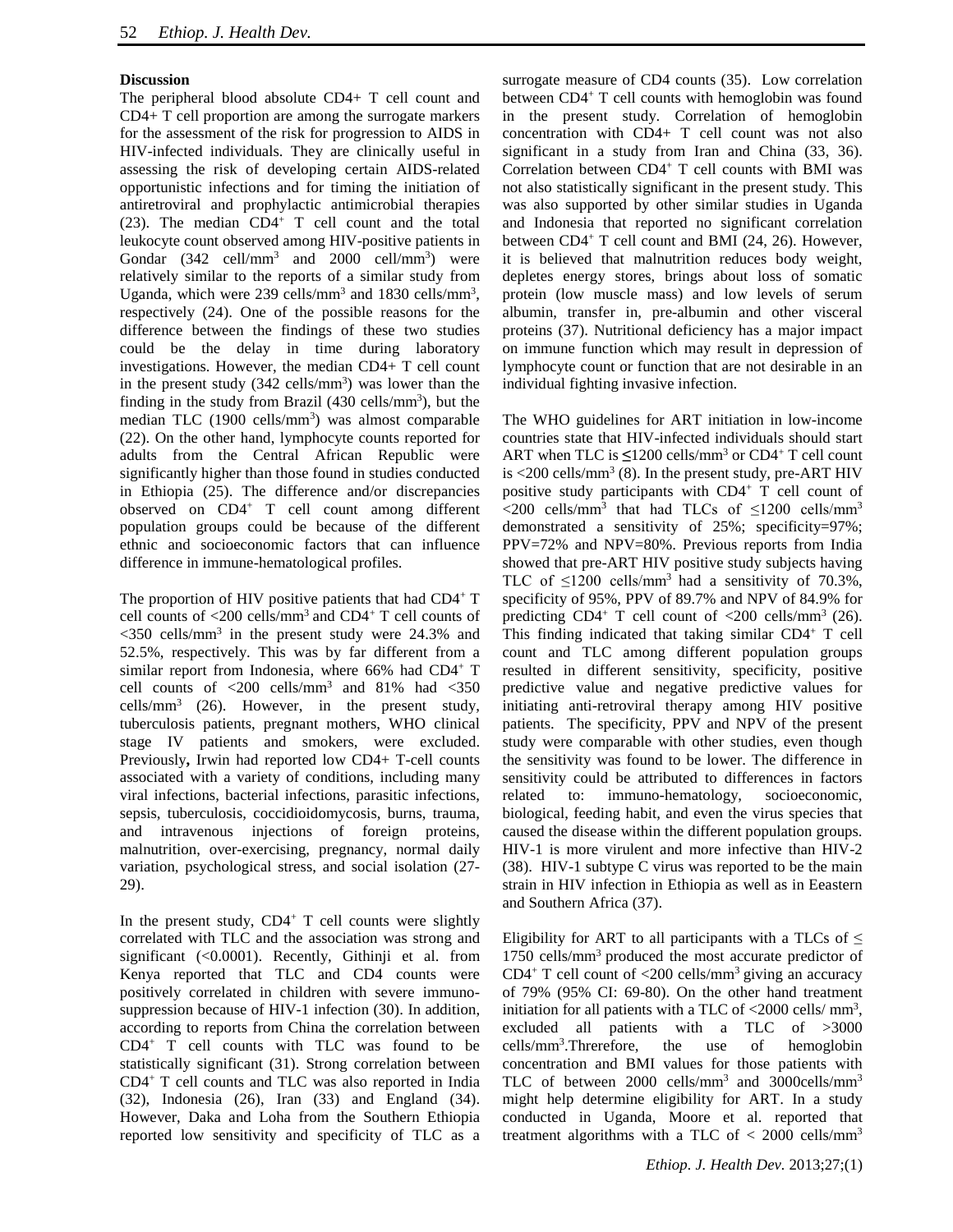**Discussion**

The peripheral blood absolute CD4+ T cell count and CD4+ T cell proportion are among the surrogate markers for the assessment of the risk for progression to AIDS in HIV-infected individuals. They are clinically useful in assessing the risk of developing certain AIDS-related opportunistic infections and for timing the initiation of antiretroviral and prophylactic antimicrobial therapies (23). The median $CD4^+$ T cell count and the total leukocyte count observed among HIV-positive patients in Gondar (342 cell/mm$^3$ and 2000 cell/mm$^3$) were relatively similar to the reports of a similar study from Uganda, which were 239 cells/mm$^3$ and 1830 cells/mm$^3$, respectively (24). One of the possible reasons for the difference between the findings of these two studies could be the delay in time during laboratory investigations. However, the median CD4+ T cell count in the present study (342 cells/mm$^3$) was lower than the finding in the study from Brazil (430 cells/mm$^3$), but the median TLC (1900 cells/mm$^3$) was almost comparable (22). On the other hand, lymphocyte counts reported for adults from the Central African Republic were significantly higher than those found in studies conducted in Ethiopia (25). The difference and/or discrepancies observed on $CD4^+$ T cell count among different population groups could be because of the different ethnic and socioeconomic factors that can influence difference in immune-hematological profiles.

The proportion of HIV positive patients that had $CD4^+$ T cell counts of <200 cells/mm$^3$ and $CD4^+$ T cell counts of <350 cells/mm$^3$ in the present study were 24.3% and 52.5%, respectively. This was by far different from a similar report from Indonesia, where 66% had $CD4^+$ T cell counts of <200 cells/mm$^3$ and 81% had <350 cells/mm$^3$ (26). However, in the present study, tuberculosis patients, pregnant mothers, WHO clinical stage IV patients and smokers, were excluded. Previously**,** Irwin had reported low CD4+ T-cell counts associated with a variety of conditions, including many viral infections, bacterial infections, parasitic infections, sepsis, tuberculosis, coccidioidomycosis, burns, trauma, and intravenous injections of foreign proteins, malnutrition, over-exercising, pregnancy, normal daily variation, psychological stress, and social isolation (27-29).

In the present study, $CD4^+$ T cell counts were slightly correlated with TLC and the association was strong and significant (<0.0001). Recently, Githinji et al. from Kenya reported that TLC and CD4 counts were positively correlated in children with severe immuno-suppression because of HIV-1 infection (30). In addition, according to reports from China the correlation between $CD4^+$ T cell counts with TLC was found to be statistically significant (31). Strong correlation between $CD4^+$ T cell counts and TLC was also reported in India (32), Indonesia (26), Iran (33) and England (34). However, Daka and Loha from the Southern Ethiopia reported low sensitivity and specificity of TLC as a surrogate measure of CD4 counts (35). Low correlation between $CD4^+$ T cell counts with hemoglobin was found in the present study. Correlation of hemoglobin concentration with CD4+ T cell count was not also significant in a study from Iran and China (33, 36). Correlation between $CD4^+$ T cell counts with BMI was not also statistically significant in the present study. This was also supported by other similar studies in Uganda and Indonesia that reported no significant correlation between $CD4^+$ T cell count and BMI (24, 26). However, it is believed that malnutrition reduces body weight, depletes energy stores, brings about loss of somatic protein (low muscle mass) and low levels of serum albumin, transfer in, pre-albumin and other visceral proteins (37). Nutritional deficiency has a major impact on immune function which may result in depression of lymphocyte count or function that are not desirable in an individual fighting invasive infection.

The WHO guidelines for ART initiation in low-income countries state that HIV-infected individuals should start ART when TLC is ≤1200 cells/mm$^3$ or $CD4^+$ T cell count is <200 cells/mm$^3$ (8). In the present study, pre-ART HIV positive study participants with $CD4^+$ T cell count of <200 cells/mm$^3$ that had TLCs of ≤1200 cells/mm$^3$ demonstrated a sensitivity of 25%; specificity=97%; PPV=72% and NPV=80%. Previous reports from India showed that pre-ART HIV positive study subjects having TLC of ≤1200 cells/mm$^3$ had a sensitivity of 70.3%, specificity of 95%, PPV of 89.7% and NPV of 84.9% for predicting $CD4^+$ T cell count of <200 cells/mm$^3$ (26). This finding indicated that taking similar $CD4^+$ T cell count and TLC among different population groups resulted in different sensitivity, specificity, positive predictive value and negative predictive values for initiating anti-retroviral therapy among HIV positive patients. The specificity, PPV and NPV of the present study were comparable with other studies, even though the sensitivity was found to be lower. The difference in sensitivity could be attributed to differences in factors related to: immuno-hematology, socioeconomic, biological, feeding habit, and even the virus species that caused the disease within the different population groups. HIV-1 is more virulent and more infective than HIV-2 (38). HIV-1 subtype C virus was reported to be the main strain in HIV infection in Ethiopia as well as in Eeastern and Southern Africa (37).

Eligibility for ART to all participants with a TLCs of ≤ 1750 cells/mm$^3$ produced the most accurate predictor of $CD4^+$ T cell count of <200 cells/mm$^3$ giving an accuracy of 79% (95% CI: 69-80). On the other hand treatment initiation for all patients with a TLC of <2000 cells/ mm$^3$, excluded all patients with a TLC of >3000 cells/mm$^3$.Threrefore, the use of hemoglobin concentration and BMI values for those patients with TLC of between 2000 cells/mm$^3$ and 3000cells/mm$^3$ might help determine eligibility for ART. In a study conducted in Uganda, Moore et al. reported that treatment algorithms with a TLC of < 2000 cells/mm$^3$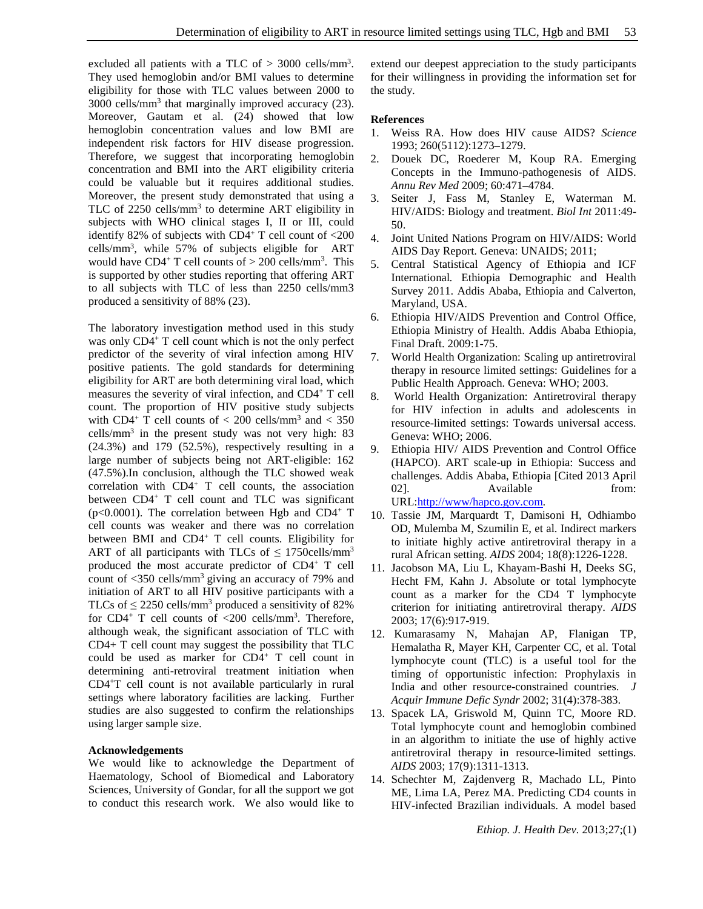excluded all patients with a TLC of > 3000 cells/mm$^3$. They used hemoglobin and/or BMI values to determine eligibility for those with TLC values between 2000 to 3000 cells/mm$^3$ that marginally improved accuracy (23). Moreover, Gautam et al. (24) showed that low hemoglobin concentration values and low BMI are independent risk factors for HIV disease progression. Therefore, we suggest that incorporating hemoglobin concentration and BMI into the ART eligibility criteria could be valuable but it requires additional studies. Moreover, the present study demonstrated that using a TLC of 2250 cells/mm$^3$ to determine ART eligibility in subjects with WHO clinical stages I, II or III, could identify 82% of subjects with $CD4^+$ T cell count of <200 cells/mm$^3$, while 57% of subjects eligible for ART would have $CD4^+$ T cell counts of > 200 cells/mm$^3$. This is supported by other studies reporting that offering ART to all subjects with TLC of less than 2250 cells/mm3 produced a sensitivity of 88% (23).

The laboratory investigation method used in this study was only $CD4^+$ T cell count which is not the only perfect predictor of the severity of viral infection among HIV positive patients. The gold standards for determining eligibility for ART are both determining viral load, which measures the severity of viral infection, and $CD4^+$ T cell count. The proportion of HIV positive study subjects with $CD4^+$ T cell counts of < 200 cells/mm$^3$ and < 350 cells/mm$^3$ in the present study was not very high: 83 (24.3%) and 179 (52.5%), respectively resulting in a large number of subjects being not ART-eligible: 162 (47.5%).In conclusion, although the TLC showed weak correlation with $CD4^+$ T cell counts, the association between $CD4^+$ T cell count and TLC was significant ($p<0.0001$). The correlation between Hgb and $CD4^+$ T cell counts was weaker and there was no correlation between BMI and $CD4^+$ T cell counts. Eligibility for ART of all participants with TLCs of ≤ 1750cells/mm$^3$ produced the most accurate predictor of $CD4^+$ T cell count of <350 cells/mm$^3$ giving an accuracy of 79% and initiation of ART to all HIV positive participants with a TLCs of ≤ 2250 cells/mm$^3$ produced a sensitivity of 82% for $CD4^+$ T cell counts of <200 cells/mm$^3$. Therefore, although weak, the significant association of TLC with CD4+ T cell count may suggest the possibility that TLC could be used as marker for $CD4^+$ T cell count in determining anti-retroviral treatment initiation when $CD4^+$T cell count is not available particularly in rural settings where laboratory facilities are lacking. Further studies are also suggested to confirm the relationships using larger sample size.

## Acknowledgements

We would like to acknowledge the Department of Haematology, School of Biomedical and Laboratory Sciences, University of Gondar, for all the support we got to conduct this research work. We also would like to extend our deepest appreciation to the study participants for their willingness in providing the information set for the study.

## References

1. Weiss RA. How does HIV cause AIDS? *Science* 1993; 260(5112):1273–1279.
2. Douek DC, Roederer M, Koup RA. Emerging Concepts in the Immuno-pathogenesis of AIDS. *Annu Rev Med* 2009; 60:471–4784.
3. Seiter J, Fass M, Stanley E, Waterman M. HIV/AIDS: Biology and treatment. *Biol Int* 2011:49-50.
4. Joint United Nations Program on HIV/AIDS: World AIDS Day Report. Geneva: UNAIDS; 2011;
5. Central Statistical Agency of Ethiopia and ICF International. Ethiopia Demographic and Health Survey 2011. Addis Ababa, Ethiopia and Calverton, Maryland, USA.
6. Ethiopia HIV/AIDS Prevention and Control Office, Ethiopia Ministry of Health. Addis Ababa Ethiopia, Final Draft. 2009:1-75.
7. World Health Organization: Scaling up antiretroviral therapy in resource limited settings: Guidelines for a Public Health Approach. Geneva: WHO; 2003.
8. World Health Organization: Antiretroviral therapy for HIV infection in adults and adolescents in resource-limited settings: Towards universal access. Geneva: WHO; 2006.
9. Ethiopia HIV/ AIDS Prevention and Control Office (HAPCO). ART scale-up in Ethiopia: Success and challenges. Addis Ababa, Ethiopia [Cited 2013 April 02]. Available from: URL:http://www/hapco.gov.com.
10. Tassie JM, Marquardt T, Damisoni H, Odhiambo OD, Mulemba M, Szumilin E, et al. Indirect markers to initiate highly active antiretroviral therapy in a rural African setting. *AIDS* 2004; 18(8):1226-1228.
11. Jacobson MA, Liu L, Khayam-Bashi H, Deeks SG, Hecht FM, Kahn J. Absolute or total lymphocyte count as a marker for the CD4 T lymphocyte criterion for initiating antiretroviral therapy. *AIDS* 2003; 17(6):917-919.
12. Kumarasamy N, Mahajan AP, Flanigan TP, Hemalatha R, Mayer KH, Carpenter CC, et al. Total lymphocyte count (TLC) is a useful tool for the timing of opportunistic infection: Prophylaxis in India and other resource-constrained countries. *J Acquir Immune Defic Syndr* 2002; 31(4):378-383.
13. Spacek LA, Griswold M, Quinn TC, Moore RD. Total lymphocyte count and hemoglobin combined in an algorithm to initiate the use of highly active antiretroviral therapy in resource-limited settings. *AIDS* 2003; 17(9):1311-1313.
14. Schechter M, Zajdenverg R, Machado LL, Pinto ME, Lima LA, Perez MA. Predicting CD4 counts in HIV-infected Brazilian individuals. A model based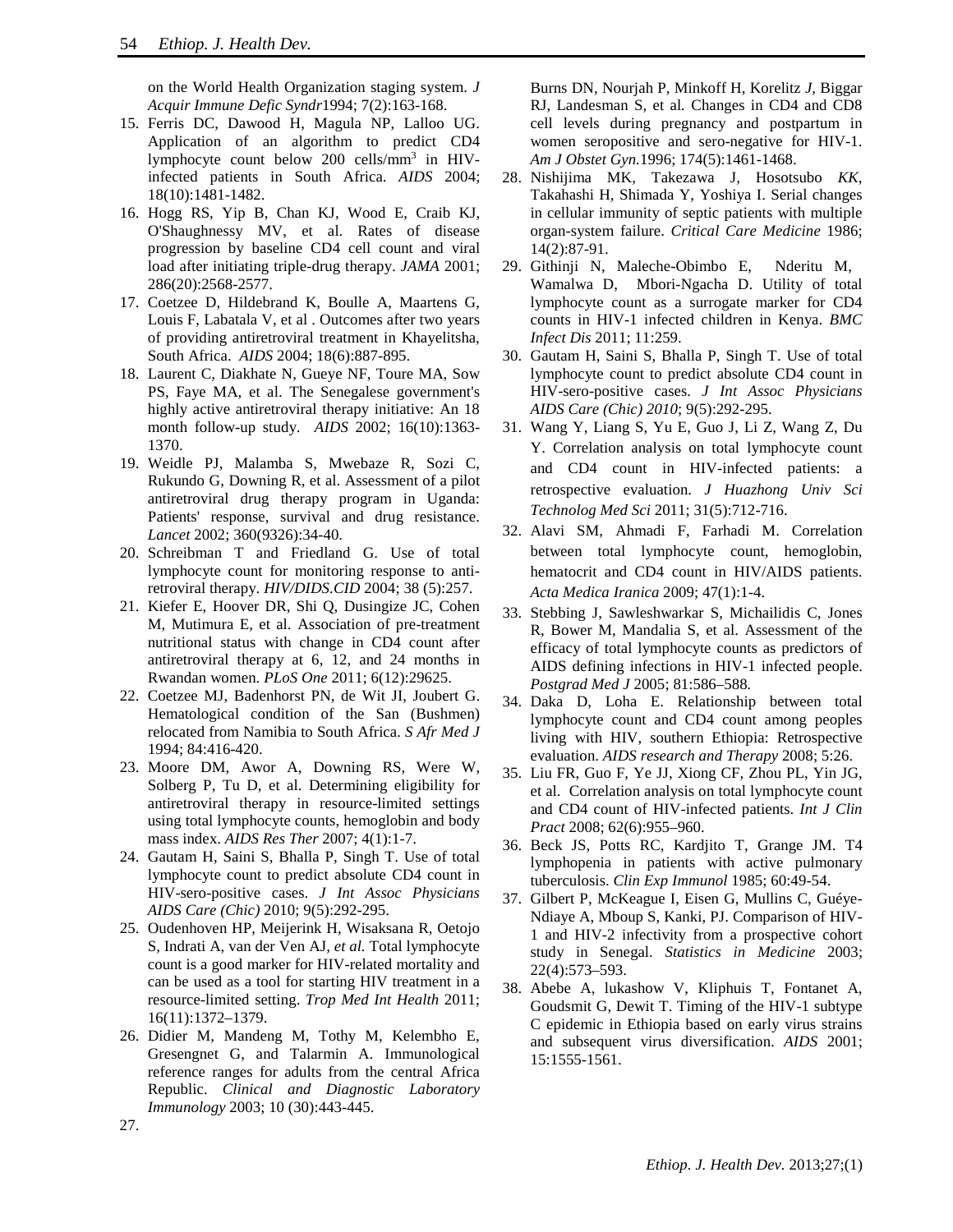on the World Health Organization staging system. *J Acquir Immune Defic Syndr*1994; 7(2):163-168.

15. Ferris DC, Dawood H, Magula NP, Lalloo UG. Application of an algorithm to predict CD4 lymphocyte count below 200 cells/mm$^3$ in HIV-infected patients in South Africa. *AIDS* 2004; 18(10):1481-1482.
16. Hogg RS, Yip B, Chan KJ, Wood E, Craib KJ, O'Shaughnessy MV, et al. Rates of disease progression by baseline CD4 cell count and viral load after initiating triple-drug therapy. *JAMA* 2001; 286(20):2568-2577.
17. Coetzee D, Hildebrand K, Boulle A, Maartens G, Louis F, Labatala V, et al . Outcomes after two years of providing antiretroviral treatment in Khayelitsha, South Africa. *AIDS* 2004; 18(6):887-895.
18. Laurent C, Diakhate N, Gueye NF, Toure MA, Sow PS, Faye MA, et al. The Senegalese government's highly active antiretroviral therapy initiative: An 18 month follow-up study. *AIDS* 2002; 16(10):1363-1370.
19. Weidle PJ, Malamba S, Mwebaze R, Sozi C, Rukundo G, Downing R, et al. Assessment of a pilot antiretroviral drug therapy program in Uganda: Patients' response, survival and drug resistance. *Lancet* 2002; 360(9326):34-40.
20. Schreibman T and Friedland G. Use of total lymphocyte count for monitoring response to anti-retroviral therapy. *HIV/DIDS.CID* 2004; 38 (5):257.
21. Kiefer E, Hoover DR, Shi Q, Dusingize JC, Cohen M, Mutimura E, et al. Association of pre-treatment nutritional status with change in CD4 count after antiretroviral therapy at 6, 12, and 24 months in Rwandan women. *PLoS One* 2011; 6(12):29625.
22. Coetzee MJ, Badenhorst PN, de Wit JI, Joubert G. Hematological condition of the San (Bushmen) relocated from Namibia to South Africa. *S Afr Med J* 1994; 84:416-420.
23. Moore DM, Awor A, Downing RS, Were W, Solberg P, Tu D, et al. Determining eligibility for antiretroviral therapy in resource-limited settings using total lymphocyte counts, hemoglobin and body mass index. *AIDS Res Ther* 2007; 4(1):1-7.
24. Gautam H, Saini S, Bhalla P, Singh T. Use of total lymphocyte count to predict absolute CD4 count in HIV-sero-positive cases. *J Int Assoc Physicians AIDS Care (Chic)* 2010; 9(5):292-295.
25. Oudenhoven HP, Meijerink H, Wisaksana R, Oetojo S, Indrati A, van der Ven AJ, *et al.* Total lymphocyte count is a good marker for HIV-related mortality and can be used as a tool for starting HIV treatment in a resource-limited setting. *Trop Med Int Health* 2011; 16(11):1372–1379.
26. Didier M, Mandeng M, Tothy M, Kelembho E, Gresengnet G, and Talarmin A. Immunological reference ranges for adults from the central Africa Republic. *Clinical and Diagnostic Laboratory Immunology* 2003; 10 (30):443-445.
27. Burns DN, Nourjah P, Minkoff H, Korelitz *J*, Biggar RJ, Landesman S, et al*.* Changes in CD4 and CD8 cell levels during pregnancy and postpartum in women seropositive and sero-negative for HIV-1. *Am J Obstet Gyn.*1996; 174(5):1461-1468.
28. Nishijima MK, Takezawa J, Hosotsubo *KK*, Takahashi H, Shimada Y, Yoshiya I. Serial changes in cellular immunity of septic patients with multiple organ-system failure. *Critical Care Medicine* 1986; 14(2):87-91.
29. Githinji N, Maleche-Obimbo E, Nderitu M, Wamalwa D, Mbori-Ngacha D. Utility of total lymphocyte count as a surrogate marker for CD4 counts in HIV-1 infected children in Kenya. *BMC Infect Dis* 2011; 11:259.
30. Gautam H, Saini S, Bhalla P, Singh T. Use of total lymphocyte count to predict absolute CD4 count in HIV-sero-positive cases. *J Int Assoc Physicians AIDS Care (Chic) 2010*; 9(5):292-295.
31. Wang Y, Liang S, Yu E, Guo J, Li Z, Wang Z, Du Y. Correlation analysis on total lymphocyte count and CD4 count in HIV-infected patients: a retrospective evaluation. *J Huazhong Univ Sci Technolog Med Sci* 2011; 31(5):712-716.
32. Alavi SM, Ahmadi F, Farhadi M. Correlation between total lymphocyte count, hemoglobin, hematocrit and CD4 count in HIV/AIDS patients. *Acta Medica Iranica* 2009; 47(1):1-4.
33. Stebbing J, Sawleshwarkar S, Michailidis C, Jones R, Bower M, Mandalia S, et al. Assessment of the efficacy of total lymphocyte counts as predictors of AIDS defining infections in HIV-1 infected people. *Postgrad Med J* 2005; 81:586–588*.*
34. Daka D, Loha E. Relationship between total lymphocyte count and CD4 count among peoples living with HIV, southern Ethiopia: Retrospective evaluation. *AIDS research and Therapy* 2008; 5:26.
35. Liu FR, Guo F, Ye JJ, Xiong CF, Zhou PL, Yin JG, et al. Correlation analysis on total lymphocyte count and CD4 count of HIV-infected patients. *Int J Clin Pract* 2008; 62(6):955–960.
36. Beck JS, Potts RC, Kardjito T, Grange JM. T4 lymphopenia in patients with active pulmonary tuberculosis. *Clin Exp Immunol* 1985; 60:49-54.
37. Gilbert P, McKeague I, Eisen G, Mullins C, Guéye-Ndiaye A, Mboup S, Kanki, PJ. Comparison of HIV-1 and HIV-2 infectivity from a prospective cohort study in Senegal. *Statistics in Medicine* 2003; 22(4):573–593.
38. Abebe A, lukashow V, Kliphuis T, Fontanet A, Goudsmit G, Dewit T. Timing of the HIV-1 subtype C epidemic in Ethiopia based on early virus strains and subsequent virus diversification. *AIDS* 2001; 15:1555-1561.